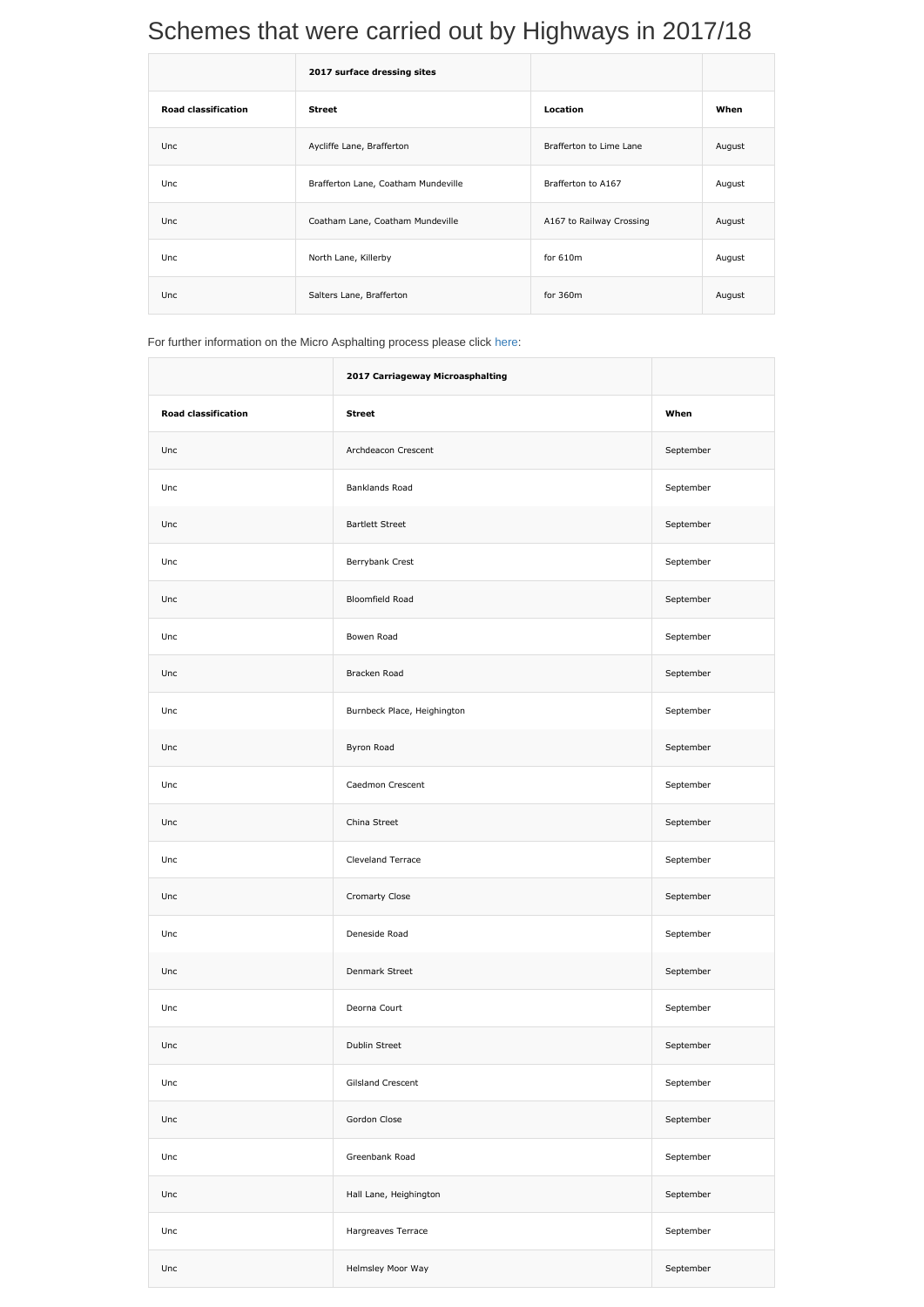# Schemes that were carried out by Highways in 2017/18

| | **2017 surface dressing sites** | | |
|---|---|---|---|
| **Road classification** | **Street** | **Location** | **When** |
| Unc | Aycliffe Lane, Brafferton | Brafferton to Lime Lane | August |
| Unc | Brafferton Lane, Coatham Mundeville | Brafferton to A167 | August |
| Unc | Coatham Lane, Coatham Mundeville | A167 to Railway Crossing | August |
| Unc | North Lane, Killerby | for 610m | August |
| Unc | Salters Lane, Brafferton | for 360m | August |

For further information on the Micro Asphalting process please click here:

| | **2017 Carriageway Microasphalting** | |
|---|---|---|
| **Road classification** | **Street** | **When** |
| Unc | Archdeacon Crescent | September |
| Unc | Banklands Road | September |
| Unc | Bartlett Street | September |
| Unc | Berrybank Crest | September |
| Unc | Bloomfield Road | September |
| Unc | Bowen Road | September |
| Unc | Bracken Road | September |
| Unc | Burnbeck Place, Heighington | September |
| Unc | Byron Road | September |
| Unc | Caedmon Crescent | September |
| Unc | China Street | September |
| Unc | Cleveland Terrace | September |
| Unc | Cromarty Close | September |
| Unc | Deneside Road | September |
| Unc | Denmark Street | September |
| Unc | Deorna Court | September |
| Unc | Dublin Street | September |
| Unc | Gilsland Crescent | September |
| Unc | Gordon Close | September |
| Unc | Greenbank Road | September |
| Unc | Hall Lane, Heighington | September |
| Unc | Hargreaves Terrace | September |
| Unc | Helmsley Moor Way | September |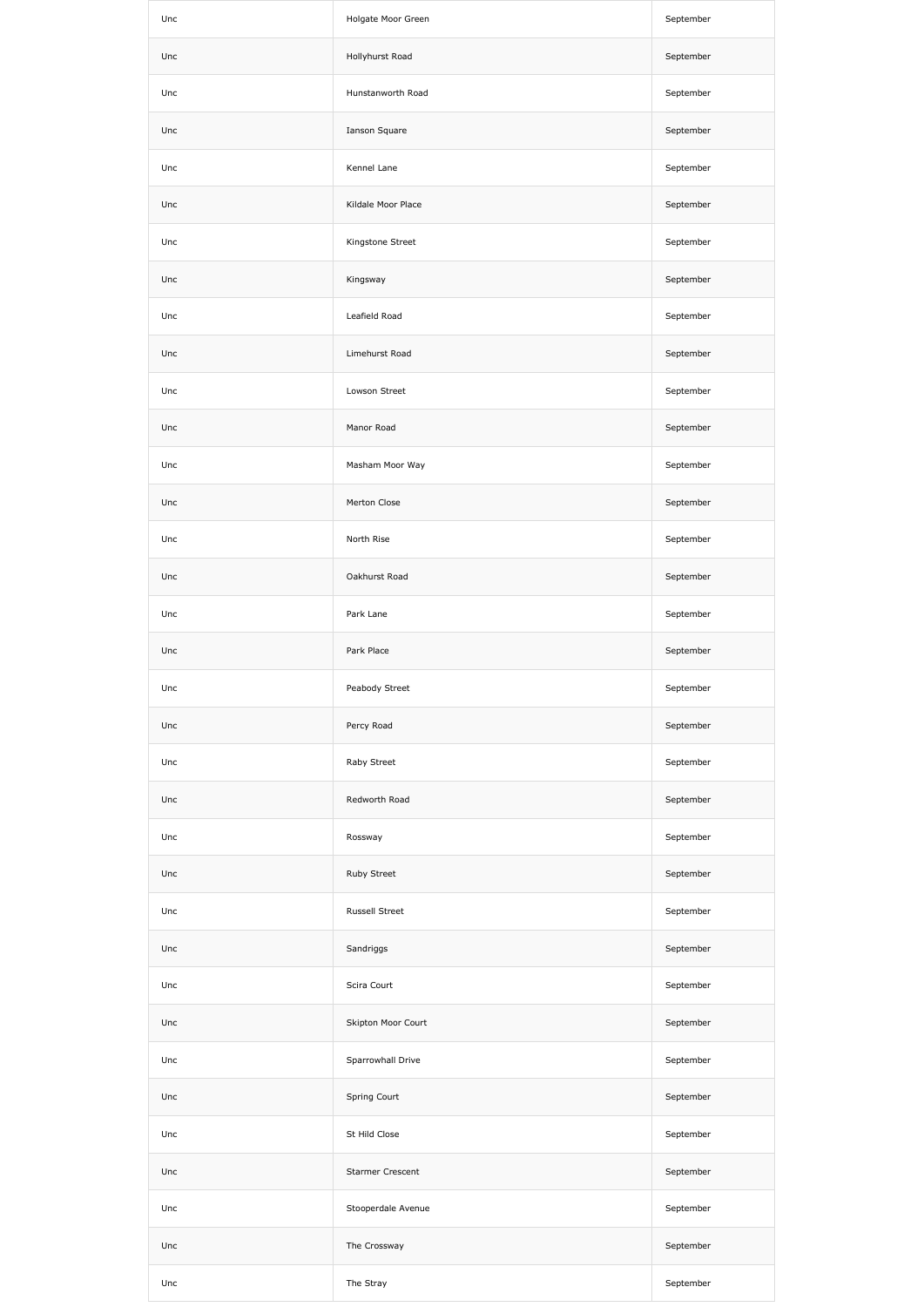| | | |
|---|---|---|
| Unc | Holgate Moor Green | September |
| Unc | Hollyhurst Road | September |
| Unc | Hunstanworth Road | September |
| Unc | Ianson Square | September |
| Unc | Kennel Lane | September |
| Unc | Kildale Moor Place | September |
| Unc | Kingstone Street | September |
| Unc | Kingsway | September |
| Unc | Leafield Road | September |
| Unc | Limehurst Road | September |
| Unc | Lowson Street | September |
| Unc | Manor Road | September |
| Unc | Masham Moor Way | September |
| Unc | Merton Close | September |
| Unc | North Rise | September |
| Unc | Oakhurst Road | September |
| Unc | Park Lane | September |
| Unc | Park Place | September |
| Unc | Peabody Street | September |
| Unc | Percy Road | September |
| Unc | Raby Street | September |
| Unc | Redworth Road | September |
| Unc | Rossway | September |
| Unc | Ruby Street | September |
| Unc | Russell Street | September |
| Unc | Sandriggs | September |
| Unc | Scira Court | September |
| Unc | Skipton Moor Court | September |
| Unc | Sparrowhall Drive | September |
| Unc | Spring Court | September |
| Unc | St Hild Close | September |
| Unc | Starmer Crescent | September |
| Unc | Stooperdale Avenue | September |
| Unc | The Crossway | September |
| Unc | The Stray | September |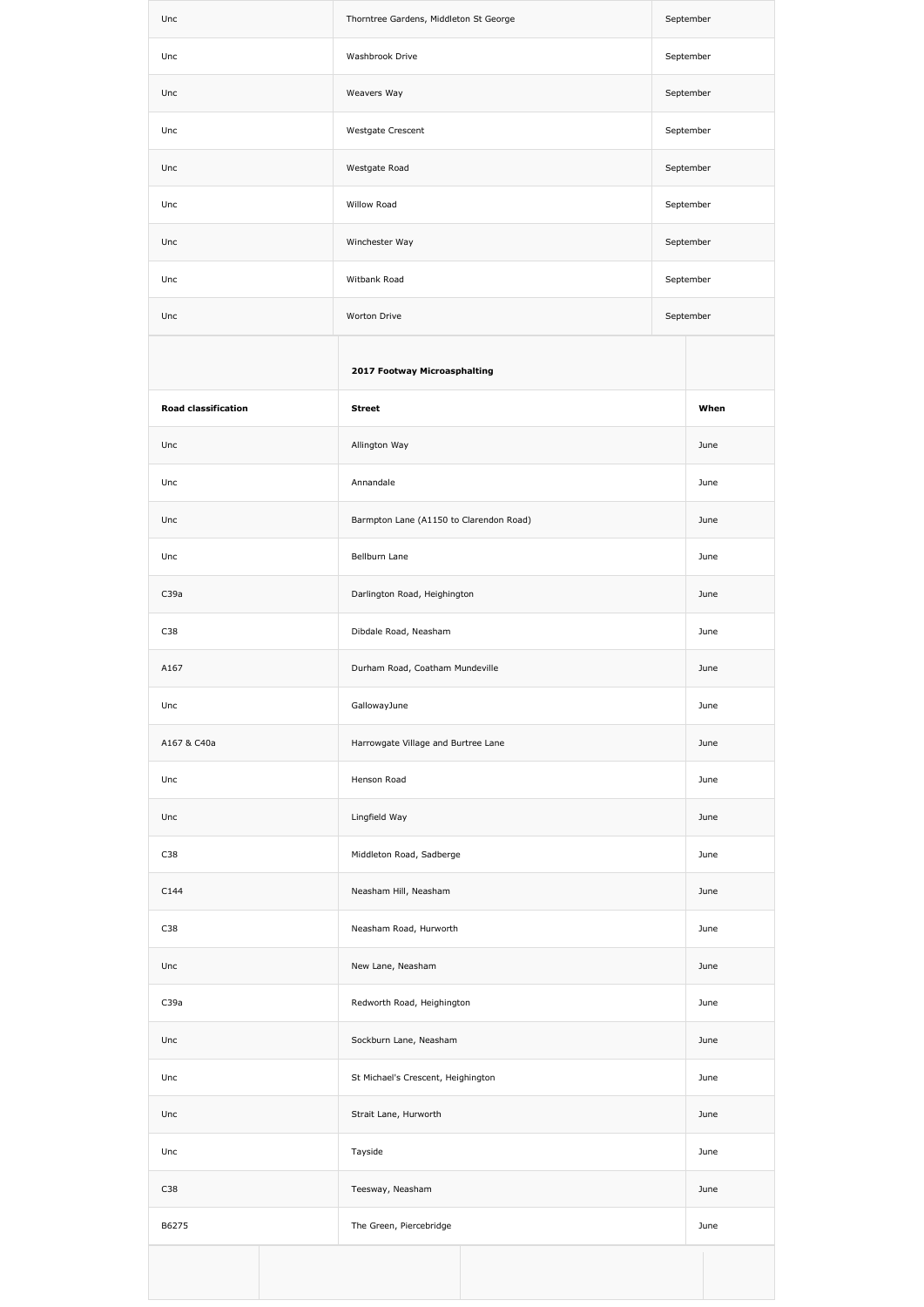| | | |
|---|---|---|
| Unc | Thorntree Gardens, Middleton St George | September |
| Unc | Washbrook Drive | September |
| Unc | Weavers Way | September |
| Unc | Westgate Crescent | September |
| Unc | Westgate Road | September |
| Unc | Willow Road | September |
| Unc | Winchester Way | September |
| Unc | Witbank Road | September |
| Unc | Worton Drive | September |

| | **2017 Footway Microasphalting** | |
|---|---|---|
| **Road classification** | **Street** | **When** |
| Unc | Allington Way | June |
| Unc | Annandale | June |
| Unc | Barmpton Lane (A1150 to Clarendon Road) | June |
| Unc | Bellburn Lane | June |
| C39a | Darlington Road, Heighington | June |
| C38 | Dibdale Road, Neasham | June |
| A167 | Durham Road, Coatham Mundeville | June |
| Unc | GallowayJune | June |
| A167 & C40a | Harrowgate Village and Burtree Lane | June |
| Unc | Henson Road | June |
| Unc | Lingfield Way | June |
| C38 | Middleton Road, Sadberge | June |
| C144 | Neasham Hill, Neasham | June |
| C38 | Neasham Road, Hurworth | June |
| Unc | New Lane, Neasham | June |
| C39a | Redworth Road, Heighington | June |
| Unc | Sockburn Lane, Neasham | June |
| Unc | St Michael's Crescent, Heighington | June |
| Unc | Strait Lane, Hurworth | June |
| Unc | Tayside | June |
| C38 | Teesway, Neasham | June |
| B6275 | The Green, Piercebridge | June |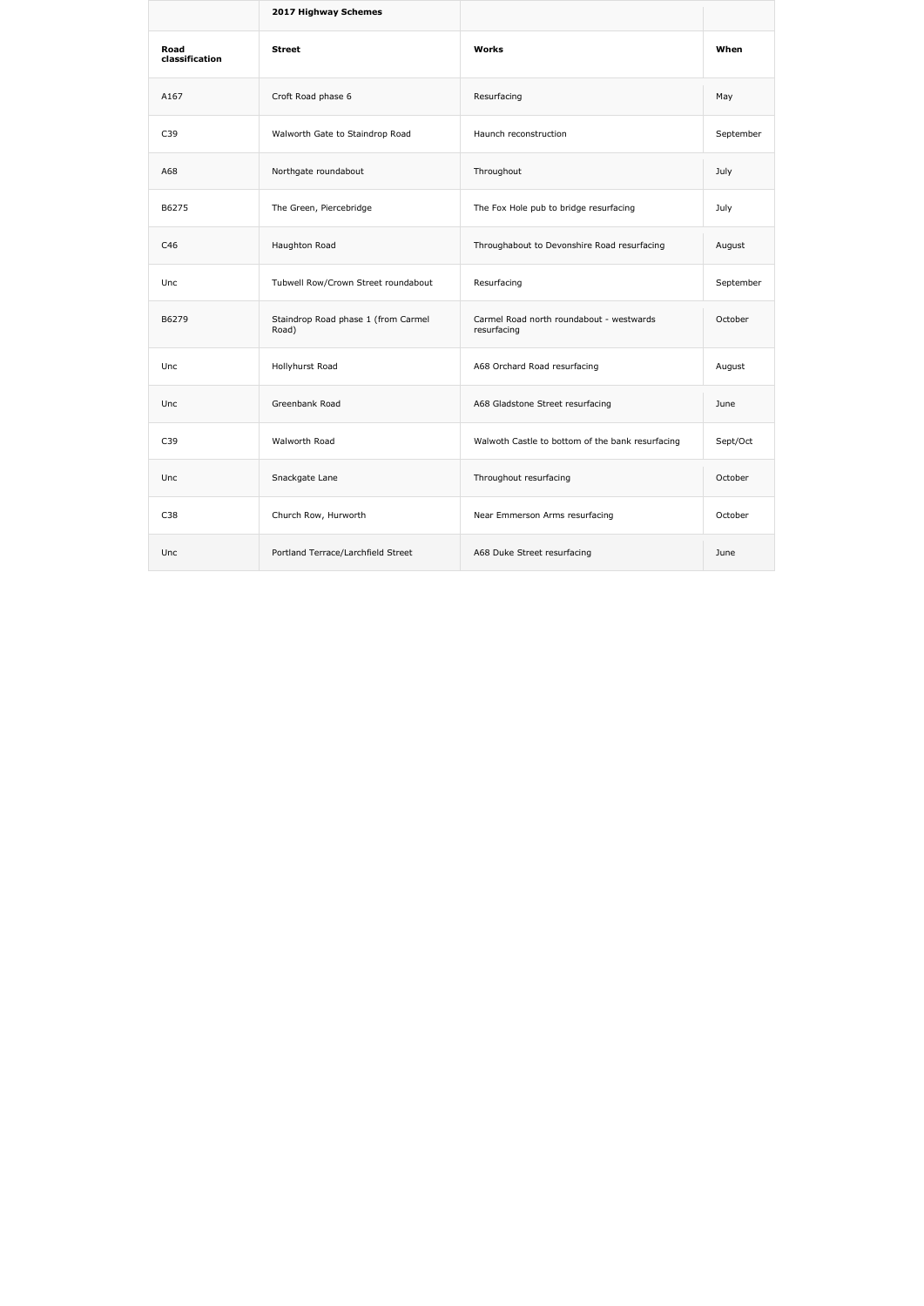| | 2017 Highway Schemes | | |
|---|---|---|---|
| **Road classification** | **Street** | **Works** | **When** |
| A167 | Croft Road phase 6 | Resurfacing | May |
| C39 | Walworth Gate to Staindrop Road | Haunch reconstruction | September |
| A68 | Northgate roundabout | Throughout | July |
| B6275 | The Green, Piercebridge | The Fox Hole pub to bridge resurfacing | July |
| C46 | Haughton Road | Throughabout to Devonshire Road resurfacing | August |
| Unc | Tubwell Row/Crown Street roundabout | Resurfacing | September |
| B6279 | Staindrop Road phase 1 (from Carmel Road) | Carmel Road north roundabout - westwards resurfacing | October |
| Unc | Hollyhurst Road | A68 Orchard Road resurfacing | August |
| Unc | Greenbank Road | A68 Gladstone Street resurfacing | June |
| C39 | Walworth Road | Walwoth Castle to bottom of the bank resurfacing | Sept/Oct |
| Unc | Snackgate Lane | Throughout resurfacing | October |
| C38 | Church Row, Hurworth | Near Emmerson Arms resurfacing | October |
| Unc | Portland Terrace/Larchfield Street | A68 Duke Street resurfacing | June |